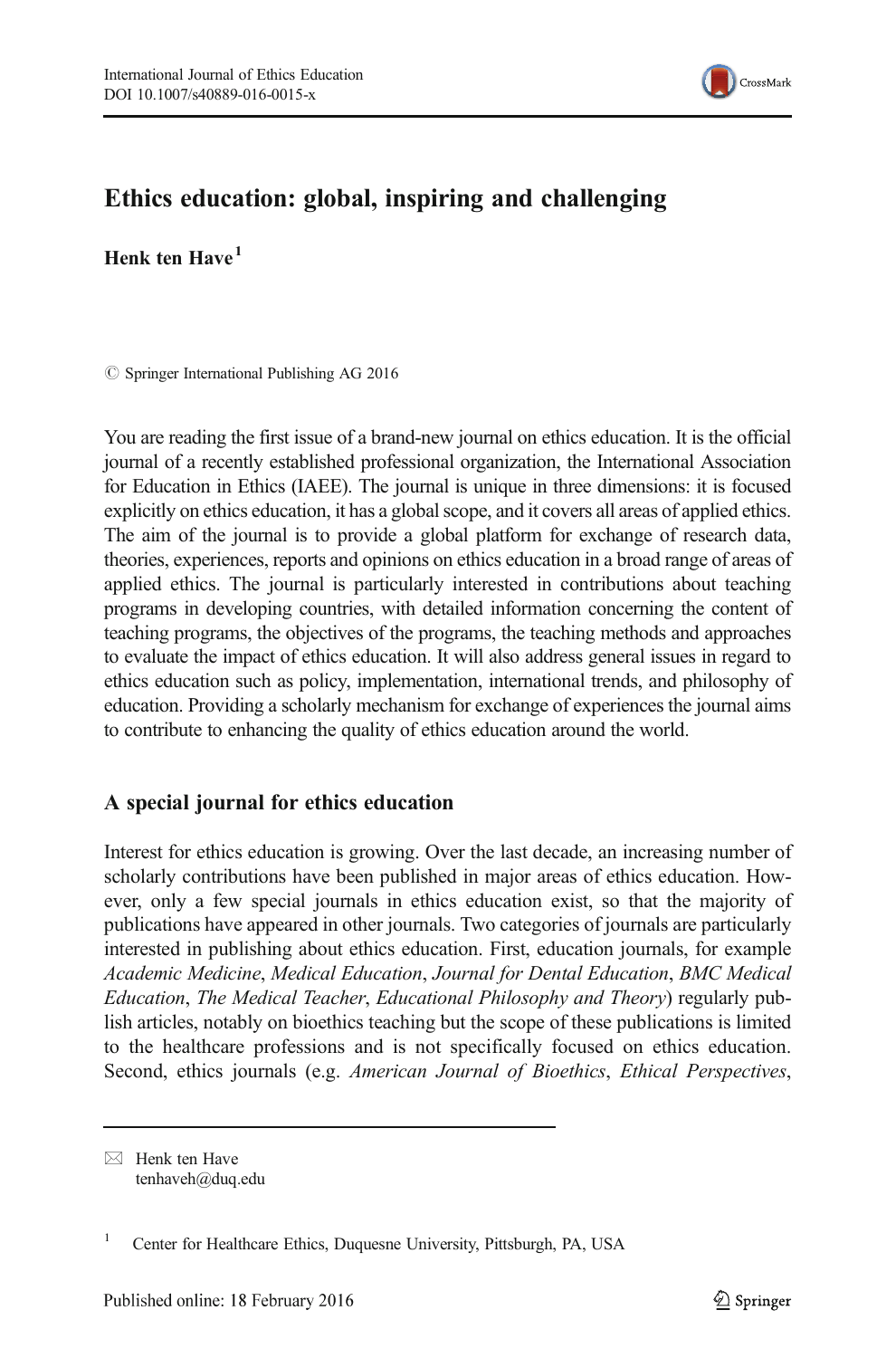# Ethics education: global, inspiring and challenging

**Henk ten Have**[1]

© Springer International Publishing AG 2016

You are reading the first issue of a brand-new journal on ethics education. It is the official journal of a recently established professional organization, the International Association for Education in Ethics (IAEE). The journal is unique in three dimensions: it is focused explicitly on ethics education, it has a global scope, and it covers all areas of applied ethics. The aim of the journal is to provide a global platform for exchange of research data, theories, experiences, reports and opinions on ethics education in a broad range of areas of applied ethics. The journal is particularly interested in contributions about teaching programs in developing countries, with detailed information concerning the content of teaching programs, the objectives of the programs, the teaching methods and approaches to evaluate the impact of ethics education. It will also address general issues in regard to ethics education such as policy, implementation, international trends, and philosophy of education. Providing a scholarly mechanism for exchange of experiences the journal aims to contribute to enhancing the quality of ethics education around the world.

## A special journal for ethics education

Interest for ethics education is growing. Over the last decade, an increasing number of scholarly contributions have been published in major areas of ethics education. However, only a few special journals in ethics education exist, so that the majority of publications have appeared in other journals. Two categories of journals are particularly interested in publishing about ethics education. First, education journals, for example *Academic Medicine*, *Medical Education*, *Journal for Dental Education*, *BMC Medical Education*, *The Medical Teacher*, *Educational Philosophy and Theory*) regularly publish articles, notably on bioethics teaching but the scope of these publications is limited to the healthcare professions and is not specifically focused on ethics education. Second, ethics journals (e.g. *American Journal of Bioethics*, *Ethical Perspectives*,

---

✉ Henk ten Have
tenhaveh@duq.edu

[1] Center for Healthcare Ethics, Duquesne University, Pittsburgh, PA, USA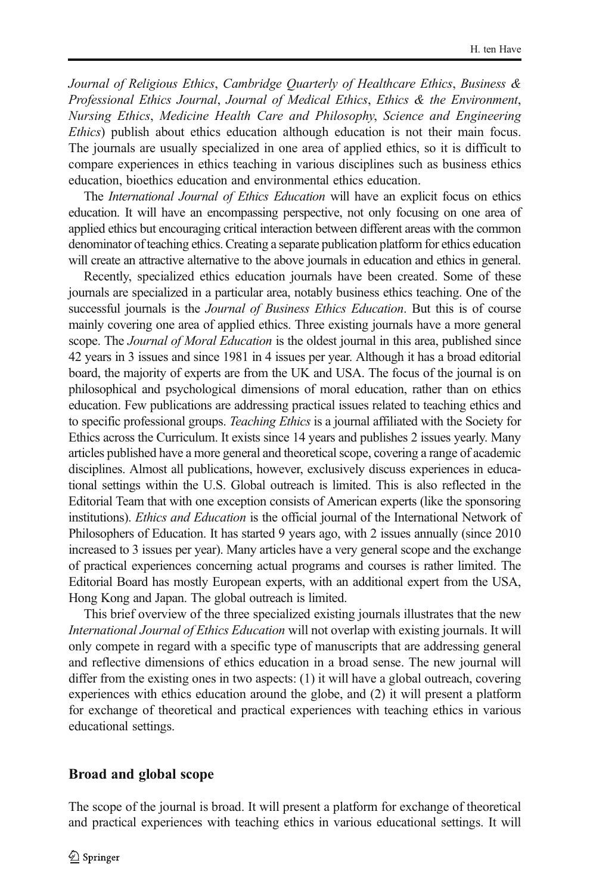*Journal of Religious Ethics*, *Cambridge Quarterly of Healthcare Ethics*, *Business & Professional Ethics Journal*, *Journal of Medical Ethics*, *Ethics & the Environment*, *Nursing Ethics*, *Medicine Health Care and Philosophy*, *Science and Engineering Ethics*) publish about ethics education although education is not their main focus. The journals are usually specialized in one area of applied ethics, so it is difficult to compare experiences in ethics teaching in various disciplines such as business ethics education, bioethics education and environmental ethics education.

The *International Journal of Ethics Education* will have an explicit focus on ethics education. It will have an encompassing perspective, not only focusing on one area of applied ethics but encouraging critical interaction between different areas with the common denominator of teaching ethics. Creating a separate publication platform for ethics education will create an attractive alternative to the above journals in education and ethics in general.

Recently, specialized ethics education journals have been created. Some of these journals are specialized in a particular area, notably business ethics teaching. One of the successful journals is the *Journal of Business Ethics Education*. But this is of course mainly covering one area of applied ethics. Three existing journals have a more general scope. The *Journal of Moral Education* is the oldest journal in this area, published since 42 years in 3 issues and since 1981 in 4 issues per year. Although it has a broad editorial board, the majority of experts are from the UK and USA. The focus of the journal is on philosophical and psychological dimensions of moral education, rather than on ethics education. Few publications are addressing practical issues related to teaching ethics and to specific professional groups. *Teaching Ethics* is a journal affiliated with the Society for Ethics across the Curriculum. It exists since 14 years and publishes 2 issues yearly. Many articles published have a more general and theoretical scope, covering a range of academic disciplines. Almost all publications, however, exclusively discuss experiences in educational settings within the U.S. Global outreach is limited. This is also reflected in the Editorial Team that with one exception consists of American experts (like the sponsoring institutions). *Ethics and Education* is the official journal of the International Network of Philosophers of Education. It has started 9 years ago, with 2 issues annually (since 2010 increased to 3 issues per year). Many articles have a very general scope and the exchange of practical experiences concerning actual programs and courses is rather limited. The Editorial Board has mostly European experts, with an additional expert from the USA, Hong Kong and Japan. The global outreach is limited.

This brief overview of the three specialized existing journals illustrates that the new *International Journal of Ethics Education* will not overlap with existing journals. It will only compete in regard with a specific type of manuscripts that are addressing general and reflective dimensions of ethics education in a broad sense. The new journal will differ from the existing ones in two aspects: (1) it will have a global outreach, covering experiences with ethics education around the globe, and (2) it will present a platform for exchange of theoretical and practical experiences with teaching ethics in various educational settings.

## Broad and global scope

The scope of the journal is broad. It will present a platform for exchange of theoretical and practical experiences with teaching ethics in various educational settings. It will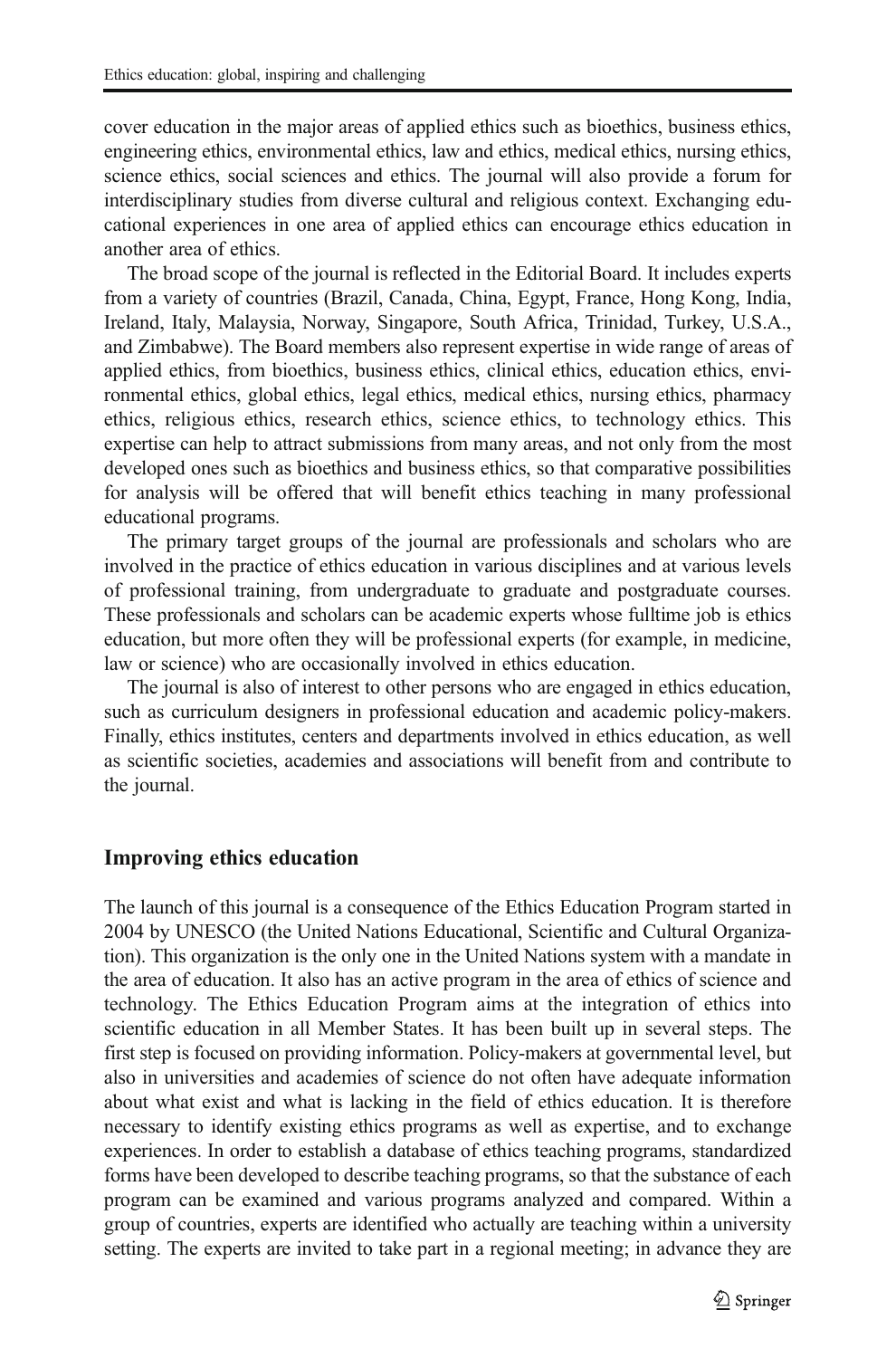cover education in the major areas of applied ethics such as bioethics, business ethics, engineering ethics, environmental ethics, law and ethics, medical ethics, nursing ethics, science ethics, social sciences and ethics. The journal will also provide a forum for interdisciplinary studies from diverse cultural and religious context. Exchanging educational experiences in one area of applied ethics can encourage ethics education in another area of ethics.

The broad scope of the journal is reflected in the Editorial Board. It includes experts from a variety of countries (Brazil, Canada, China, Egypt, France, Hong Kong, India, Ireland, Italy, Malaysia, Norway, Singapore, South Africa, Trinidad, Turkey, U.S.A., and Zimbabwe). The Board members also represent expertise in wide range of areas of applied ethics, from bioethics, business ethics, clinical ethics, education ethics, environmental ethics, global ethics, legal ethics, medical ethics, nursing ethics, pharmacy ethics, religious ethics, research ethics, science ethics, to technology ethics. This expertise can help to attract submissions from many areas, and not only from the most developed ones such as bioethics and business ethics, so that comparative possibilities for analysis will be offered that will benefit ethics teaching in many professional educational programs.

The primary target groups of the journal are professionals and scholars who are involved in the practice of ethics education in various disciplines and at various levels of professional training, from undergraduate to graduate and postgraduate courses. These professionals and scholars can be academic experts whose fulltime job is ethics education, but more often they will be professional experts (for example, in medicine, law or science) who are occasionally involved in ethics education.

The journal is also of interest to other persons who are engaged in ethics education, such as curriculum designers in professional education and academic policy-makers. Finally, ethics institutes, centers and departments involved in ethics education, as well as scientific societies, academies and associations will benefit from and contribute to the journal.

## Improving ethics education

The launch of this journal is a consequence of the Ethics Education Program started in 2004 by UNESCO (the United Nations Educational, Scientific and Cultural Organization). This organization is the only one in the United Nations system with a mandate in the area of education. It also has an active program in the area of ethics of science and technology. The Ethics Education Program aims at the integration of ethics into scientific education in all Member States. It has been built up in several steps. The first step is focused on providing information. Policy-makers at governmental level, but also in universities and academies of science do not often have adequate information about what exist and what is lacking in the field of ethics education. It is therefore necessary to identify existing ethics programs as well as expertise, and to exchange experiences. In order to establish a database of ethics teaching programs, standardized forms have been developed to describe teaching programs, so that the substance of each program can be examined and various programs analyzed and compared. Within a group of countries, experts are identified who actually are teaching within a university setting. The experts are invited to take part in a regional meeting; in advance they are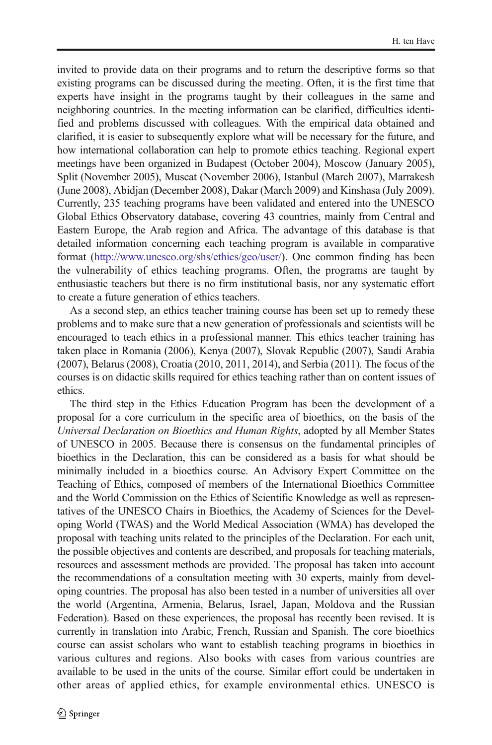invited to provide data on their programs and to return the descriptive forms so that existing programs can be discussed during the meeting. Often, it is the first time that experts have insight in the programs taught by their colleagues in the same and neighboring countries. In the meeting information can be clarified, difficulties identified and problems discussed with colleagues. With the empirical data obtained and clarified, it is easier to subsequently explore what will be necessary for the future, and how international collaboration can help to promote ethics teaching. Regional expert meetings have been organized in Budapest (October 2004), Moscow (January 2005), Split (November 2005), Muscat (November 2006), Istanbul (March 2007), Marrakesh (June 2008), Abidjan (December 2008), Dakar (March 2009) and Kinshasa (July 2009). Currently, 235 teaching programs have been validated and entered into the UNESCO Global Ethics Observatory database, covering 43 countries, mainly from Central and Eastern Europe, the Arab region and Africa. The advantage of this database is that detailed information concerning each teaching program is available in comparative format (http://www.unesco.org/shs/ethics/geo/user/). One common finding has been the vulnerability of ethics teaching programs. Often, the programs are taught by enthusiastic teachers but there is no firm institutional basis, nor any systematic effort to create a future generation of ethics teachers.

As a second step, an ethics teacher training course has been set up to remedy these problems and to make sure that a new generation of professionals and scientists will be encouraged to teach ethics in a professional manner. This ethics teacher training has taken place in Romania (2006), Kenya (2007), Slovak Republic (2007), Saudi Arabia (2007), Belarus (2008), Croatia (2010, 2011, 2014), and Serbia (2011). The focus of the courses is on didactic skills required for ethics teaching rather than on content issues of ethics.

The third step in the Ethics Education Program has been the development of a proposal for a core curriculum in the specific area of bioethics, on the basis of the *Universal Declaration on Bioethics and Human Rights*, adopted by all Member States of UNESCO in 2005. Because there is consensus on the fundamental principles of bioethics in the Declaration, this can be considered as a basis for what should be minimally included in a bioethics course. An Advisory Expert Committee on the Teaching of Ethics, composed of members of the International Bioethics Committee and the World Commission on the Ethics of Scientific Knowledge as well as representatives of the UNESCO Chairs in Bioethics, the Academy of Sciences for the Developing World (TWAS) and the World Medical Association (WMA) has developed the proposal with teaching units related to the principles of the Declaration. For each unit, the possible objectives and contents are described, and proposals for teaching materials, resources and assessment methods are provided. The proposal has taken into account the recommendations of a consultation meeting with 30 experts, mainly from developing countries. The proposal has also been tested in a number of universities all over the world (Argentina, Armenia, Belarus, Israel, Japan, Moldova and the Russian Federation). Based on these experiences, the proposal has recently been revised. It is currently in translation into Arabic, French, Russian and Spanish. The core bioethics course can assist scholars who want to establish teaching programs in bioethics in various cultures and regions. Also books with cases from various countries are available to be used in the units of the course. Similar effort could be undertaken in other areas of applied ethics, for example environmental ethics. UNESCO is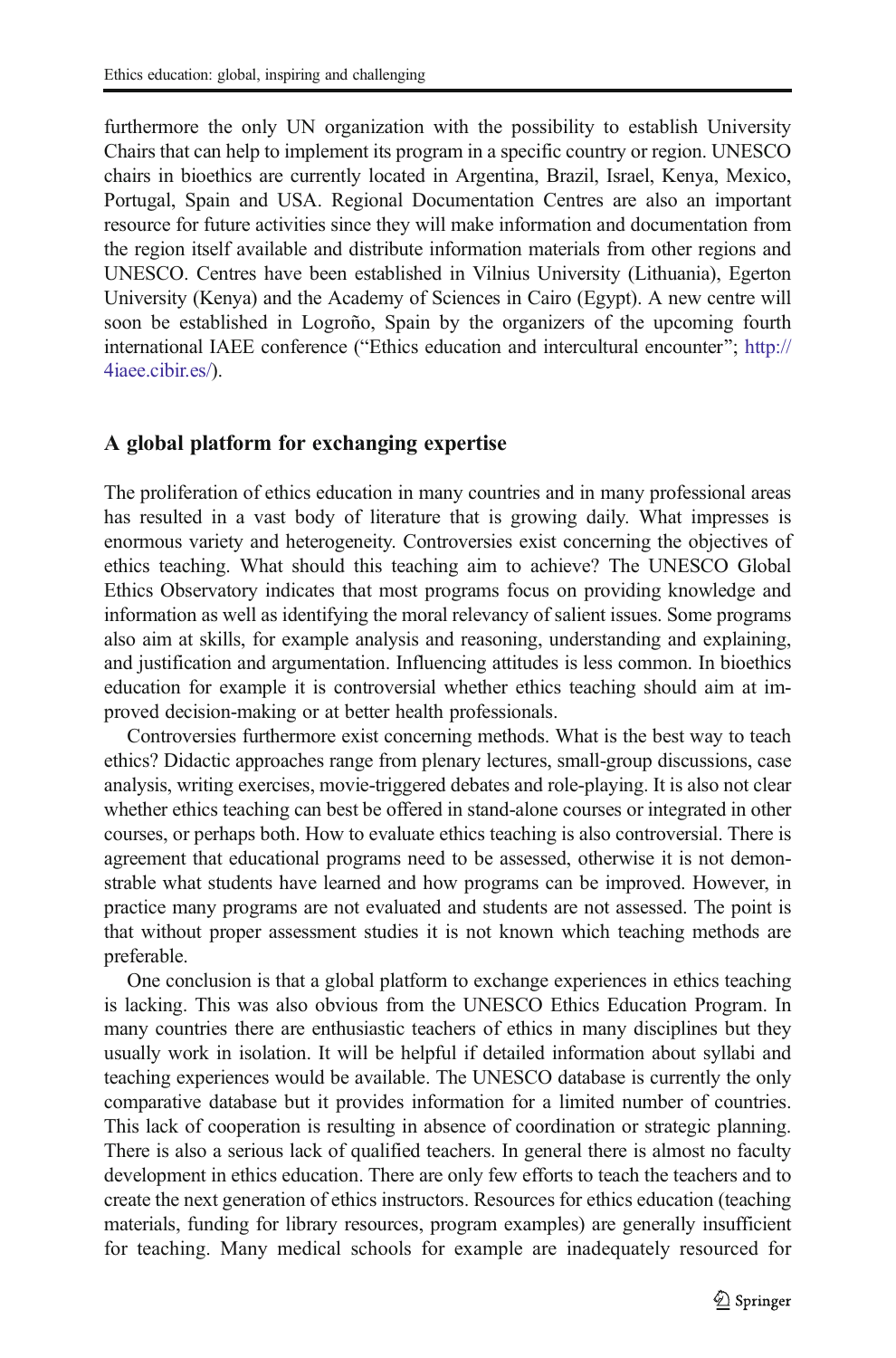furthermore the only UN organization with the possibility to establish University Chairs that can help to implement its program in a specific country or region. UNESCO chairs in bioethics are currently located in Argentina, Brazil, Israel, Kenya, Mexico, Portugal, Spain and USA. Regional Documentation Centres are also an important resource for future activities since they will make information and documentation from the region itself available and distribute information materials from other regions and UNESCO. Centres have been established in Vilnius University (Lithuania), Egerton University (Kenya) and the Academy of Sciences in Cairo (Egypt). A new centre will soon be established in Logroño, Spain by the organizers of the upcoming fourth international IAEE conference ("Ethics education and intercultural encounter"; http://4iaee.cibir.es/).

## A global platform for exchanging expertise

The proliferation of ethics education in many countries and in many professional areas has resulted in a vast body of literature that is growing daily. What impresses is enormous variety and heterogeneity. Controversies exist concerning the objectives of ethics teaching. What should this teaching aim to achieve? The UNESCO Global Ethics Observatory indicates that most programs focus on providing knowledge and information as well as identifying the moral relevancy of salient issues. Some programs also aim at skills, for example analysis and reasoning, understanding and explaining, and justification and argumentation. Influencing attitudes is less common. In bioethics education for example it is controversial whether ethics teaching should aim at improved decision-making or at better health professionals.

Controversies furthermore exist concerning methods. What is the best way to teach ethics? Didactic approaches range from plenary lectures, small-group discussions, case analysis, writing exercises, movie-triggered debates and role-playing. It is also not clear whether ethics teaching can best be offered in stand-alone courses or integrated in other courses, or perhaps both. How to evaluate ethics teaching is also controversial. There is agreement that educational programs need to be assessed, otherwise it is not demonstrable what students have learned and how programs can be improved. However, in practice many programs are not evaluated and students are not assessed. The point is that without proper assessment studies it is not known which teaching methods are preferable.

One conclusion is that a global platform to exchange experiences in ethics teaching is lacking. This was also obvious from the UNESCO Ethics Education Program. In many countries there are enthusiastic teachers of ethics in many disciplines but they usually work in isolation. It will be helpful if detailed information about syllabi and teaching experiences would be available. The UNESCO database is currently the only comparative database but it provides information for a limited number of countries. This lack of cooperation is resulting in absence of coordination or strategic planning. There is also a serious lack of qualified teachers. In general there is almost no faculty development in ethics education. There are only few efforts to teach the teachers and to create the next generation of ethics instructors. Resources for ethics education (teaching materials, funding for library resources, program examples) are generally insufficient for teaching. Many medical schools for example are inadequately resourced for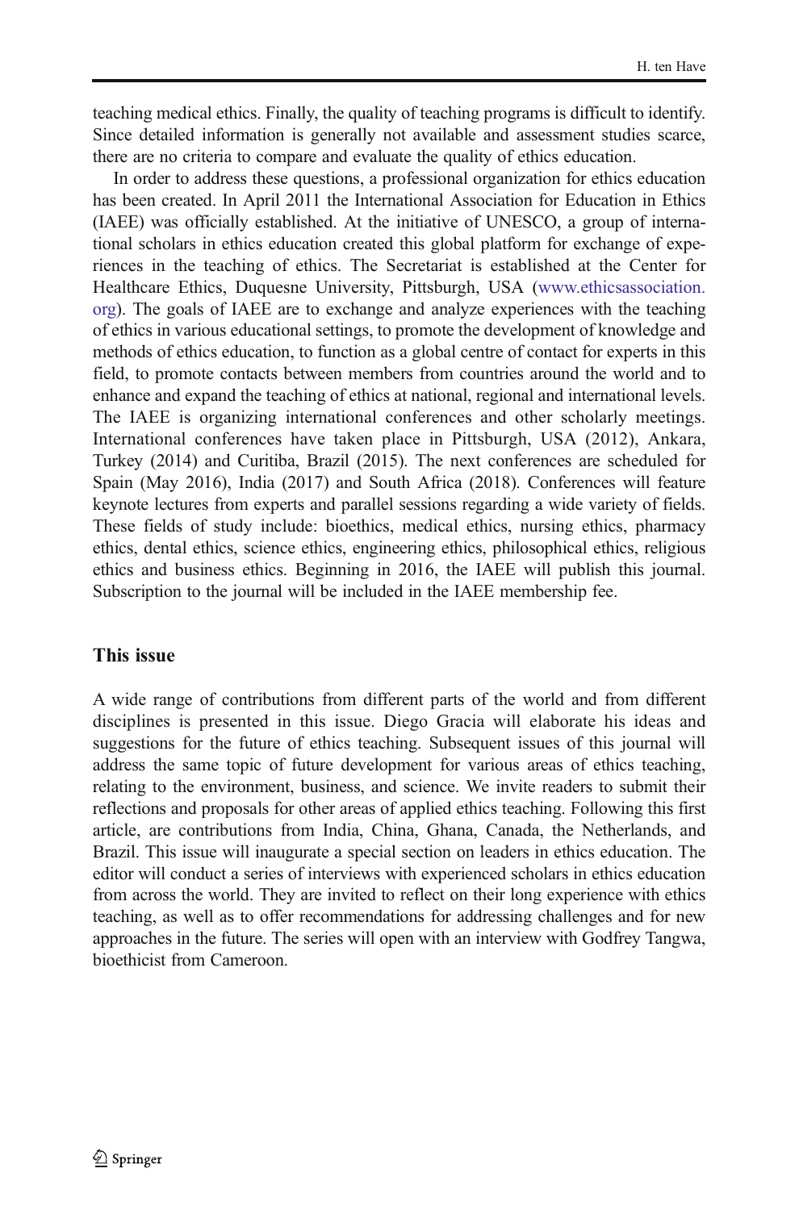teaching medical ethics. Finally, the quality of teaching programs is difficult to identify. Since detailed information is generally not available and assessment studies scarce, there are no criteria to compare and evaluate the quality of ethics education.

In order to address these questions, a professional organization for ethics education has been created. In April 2011 the International Association for Education in Ethics (IAEE) was officially established. At the initiative of UNESCO, a group of international scholars in ethics education created this global platform for exchange of experiences in the teaching of ethics. The Secretariat is established at the Center for Healthcare Ethics, Duquesne University, Pittsburgh, USA (www.ethicsassociation.org). The goals of IAEE are to exchange and analyze experiences with the teaching of ethics in various educational settings, to promote the development of knowledge and methods of ethics education, to function as a global centre of contact for experts in this field, to promote contacts between members from countries around the world and to enhance and expand the teaching of ethics at national, regional and international levels. The IAEE is organizing international conferences and other scholarly meetings. International conferences have taken place in Pittsburgh, USA (2012), Ankara, Turkey (2014) and Curitiba, Brazil (2015). The next conferences are scheduled for Spain (May 2016), India (2017) and South Africa (2018). Conferences will feature keynote lectures from experts and parallel sessions regarding a wide variety of fields. These fields of study include: bioethics, medical ethics, nursing ethics, pharmacy ethics, dental ethics, science ethics, engineering ethics, philosophical ethics, religious ethics and business ethics. Beginning in 2016, the IAEE will publish this journal. Subscription to the journal will be included in the IAEE membership fee.

## This issue

A wide range of contributions from different parts of the world and from different disciplines is presented in this issue. Diego Gracia will elaborate his ideas and suggestions for the future of ethics teaching. Subsequent issues of this journal will address the same topic of future development for various areas of ethics teaching, relating to the environment, business, and science. We invite readers to submit their reflections and proposals for other areas of applied ethics teaching. Following this first article, are contributions from India, China, Ghana, Canada, the Netherlands, and Brazil. This issue will inaugurate a special section on leaders in ethics education. The editor will conduct a series of interviews with experienced scholars in ethics education from across the world. They are invited to reflect on their long experience with ethics teaching, as well as to offer recommendations for addressing challenges and for new approaches in the future. The series will open with an interview with Godfrey Tangwa, bioethicist from Cameroon.